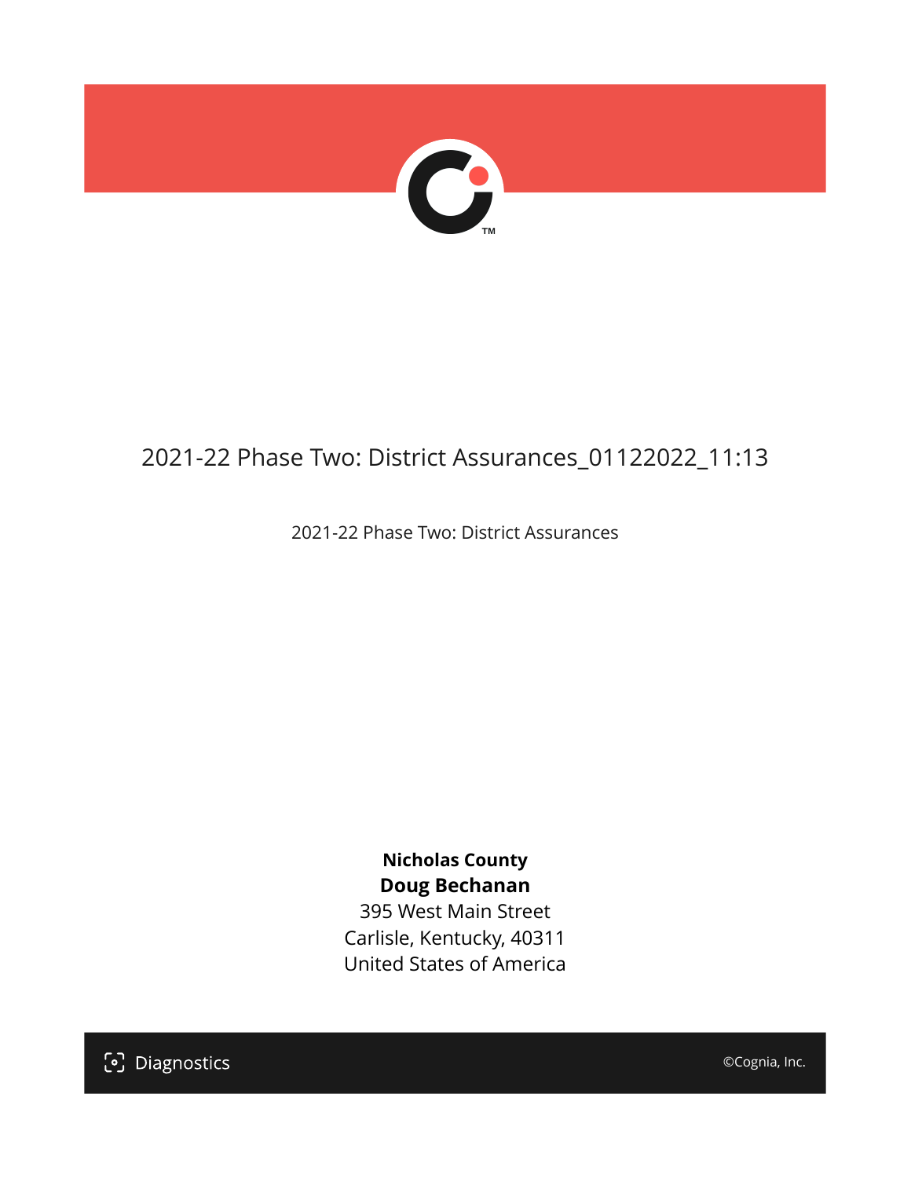# 2021-22 Phase Two: District Assurances_01122022_11:13

2021-22 Phase Two: District Assurances

**Nicholas County**
**Doug Bechanan**
395 West Main Street
Carlisle, Kentucky, 40311
United States of America

Diagnostics

©Cognia, Inc.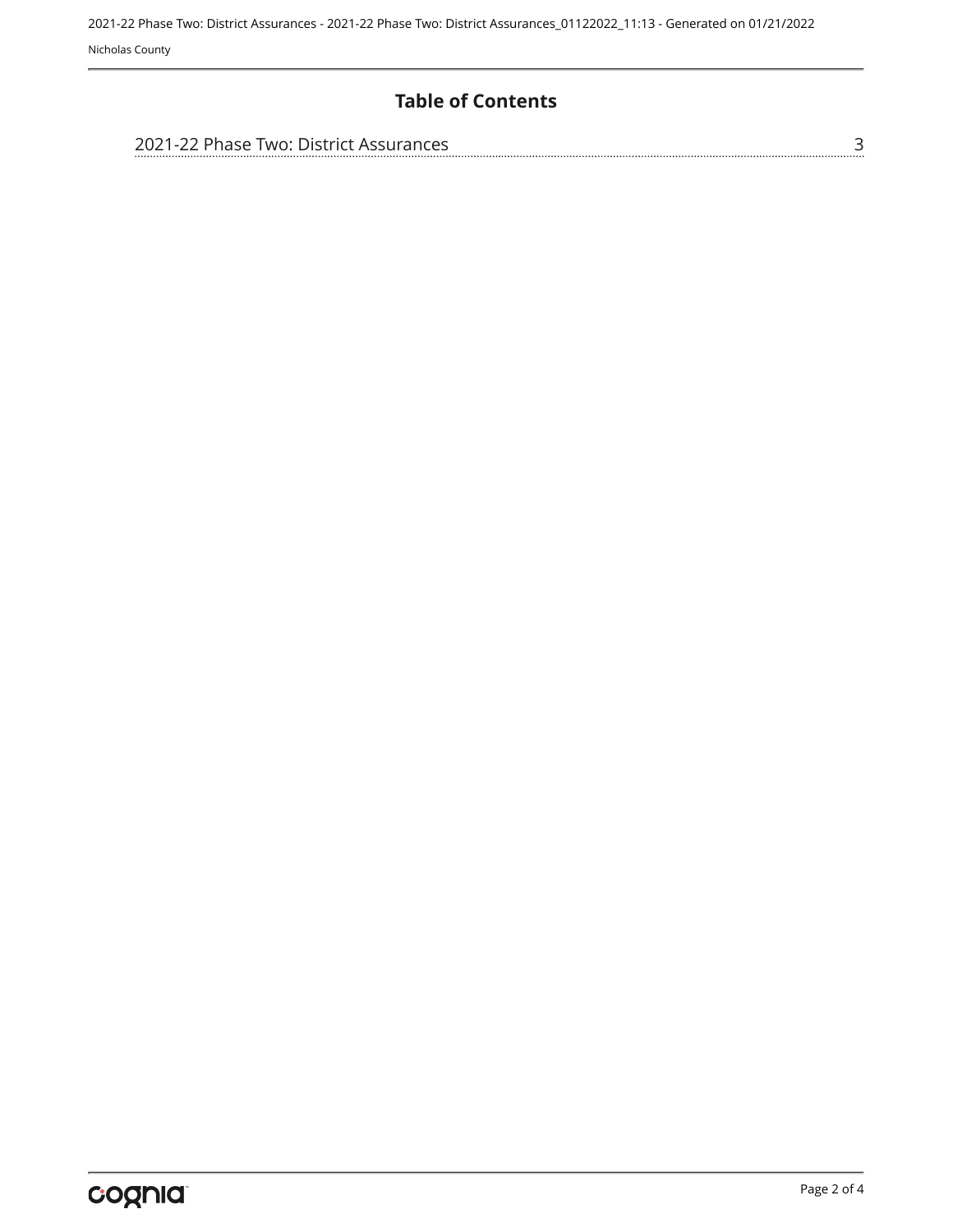## Table of Contents

2021-22 Phase Two: District Assurances ........................................ 3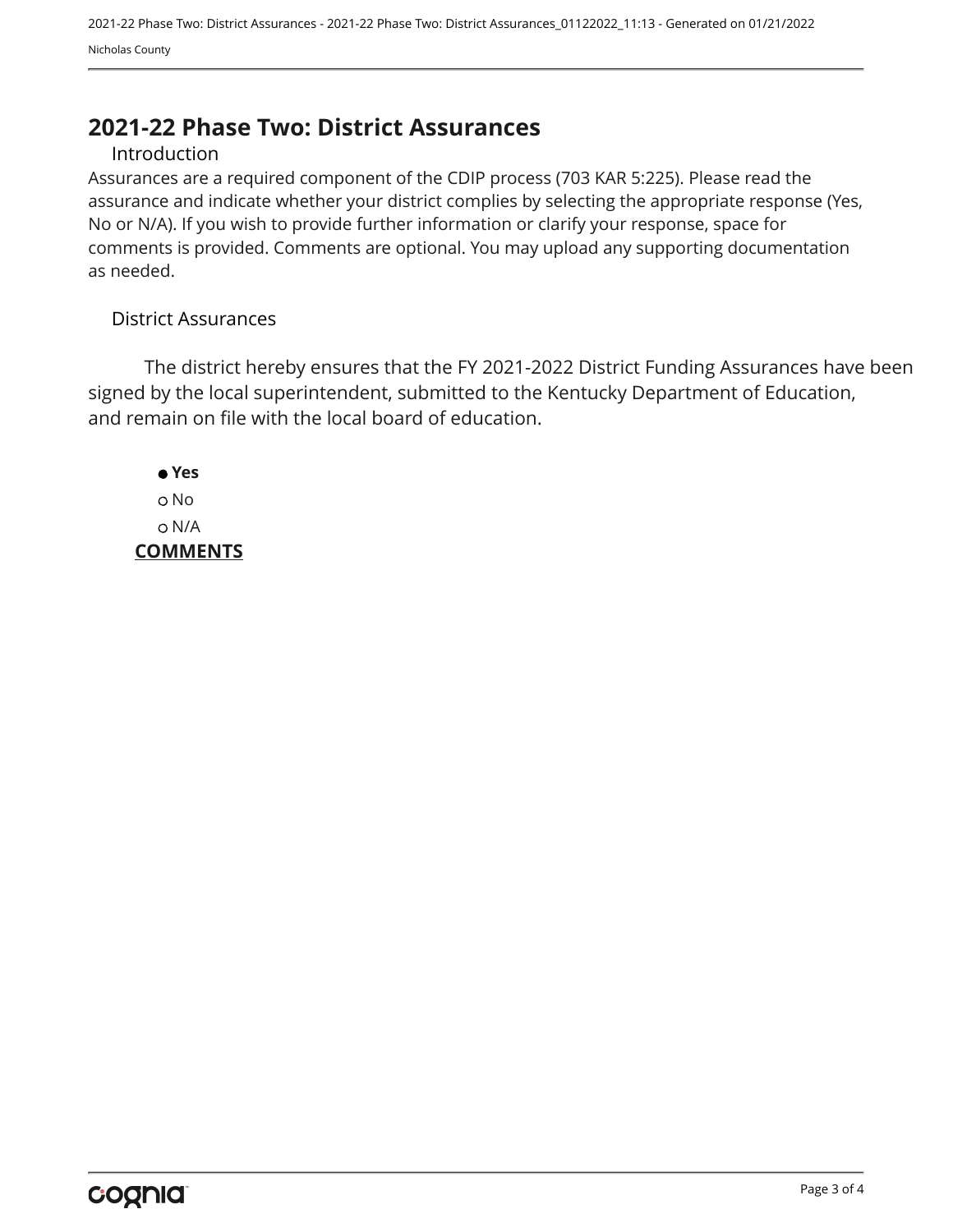# 2021-22 Phase Two: District Assurances

## Introduction

Assurances are a required component of the CDIP process (703 KAR 5:225). Please read the assurance and indicate whether your district complies by selecting the appropriate response (Yes, No or N/A). If you wish to provide further information or clarify your response, space for comments is provided. Comments are optional. You may upload any supporting documentation as needed.

## District Assurances

The district hereby ensures that the FY 2021-2022 District Funding Assurances have been signed by the local superintendent, submitted to the Kentucky Department of Education, and remain on file with the local board of education.

- ● **Yes**
- ○ No
- ○ N/A

**COMMENTS**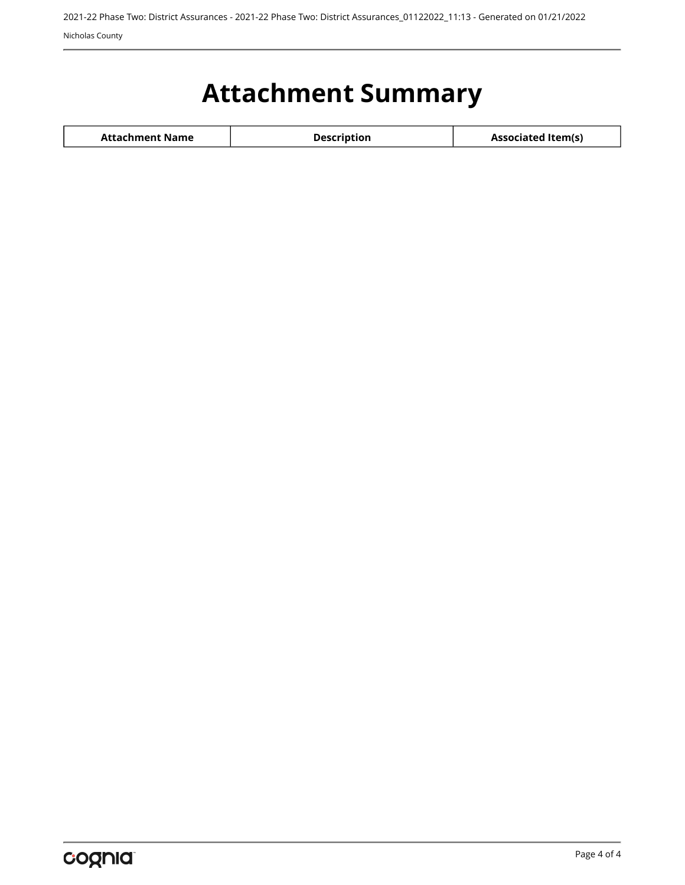# Attachment Summary

| Attachment Name | Description | Associated Item(s) |
| --- | --- | --- |